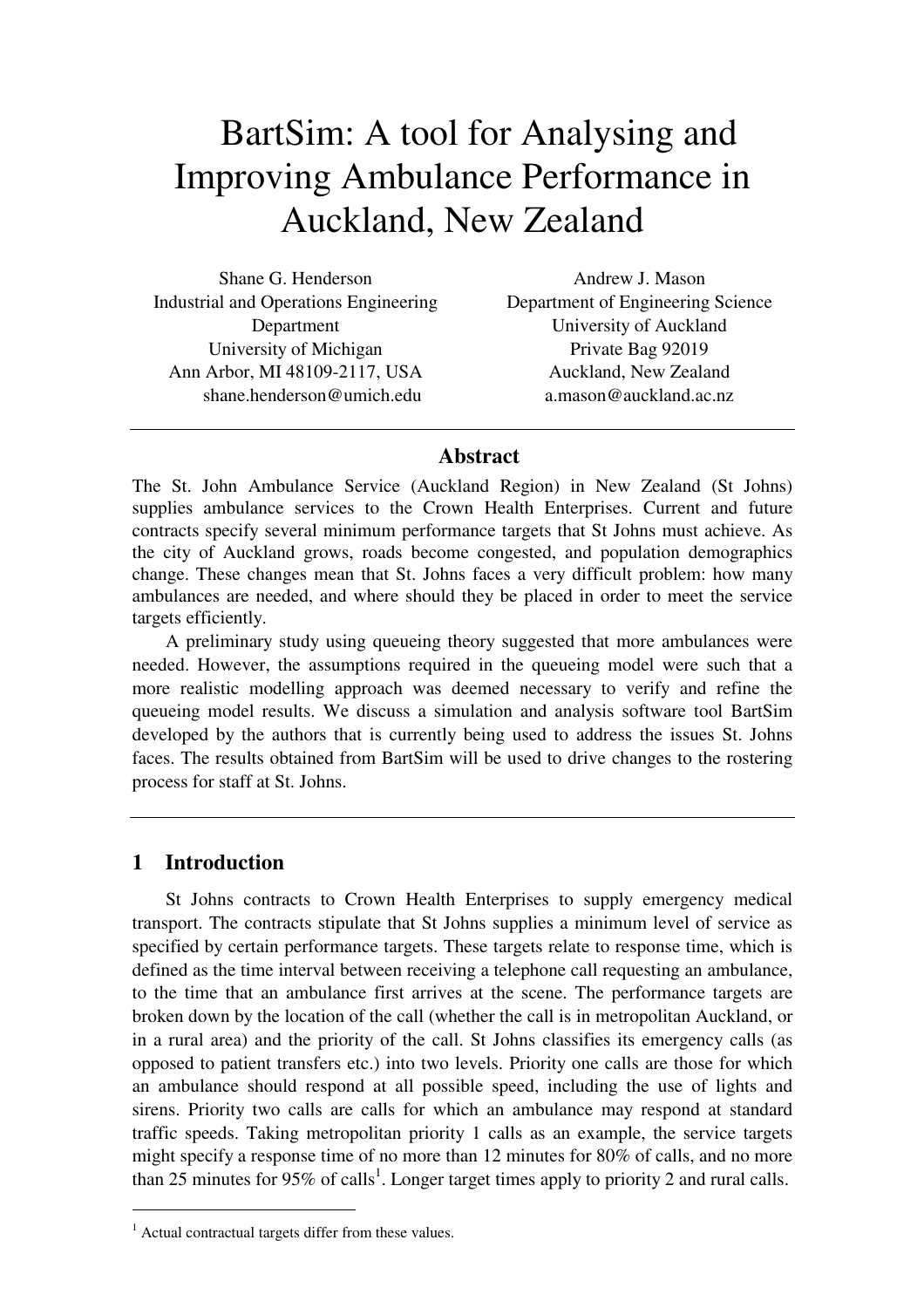# BartSim: A tool for Analysing and Improving Ambulance Performance in Auckland, New Zealand

Shane G. Henderson
Industrial and Operations Engineering Department
University of Michigan
Ann Arbor, MI 48109-2117, USA
shane.henderson@umich.edu

Andrew J. Mason
Department of Engineering Science
University of Auckland
Private Bag 92019
Auckland, New Zealand
a.mason@auckland.ac.nz

## Abstract

The St. John Ambulance Service (Auckland Region) in New Zealand (St Johns) supplies ambulance services to the Crown Health Enterprises. Current and future contracts specify several minimum performance targets that St Johns must achieve. As the city of Auckland grows, roads become congested, and population demographics change. These changes mean that St. Johns faces a very difficult problem: how many ambulances are needed, and where should they be placed in order to meet the service targets efficiently.

A preliminary study using queueing theory suggested that more ambulances were needed. However, the assumptions required in the queueing model were such that a more realistic modelling approach was deemed necessary to verify and refine the queueing model results. We discuss a simulation and analysis software tool BartSim developed by the authors that is currently being used to address the issues St. Johns faces. The results obtained from BartSim will be used to drive changes to the rostering process for staff at St. Johns.

## 1 Introduction

St Johns contracts to Crown Health Enterprises to supply emergency medical transport. The contracts stipulate that St Johns supplies a minimum level of service as specified by certain performance targets. These targets relate to response time, which is defined as the time interval between receiving a telephone call requesting an ambulance, to the time that an ambulance first arrives at the scene. The performance targets are broken down by the location of the call (whether the call is in metropolitan Auckland, or in a rural area) and the priority of the call. St Johns classifies its emergency calls (as opposed to patient transfers etc.) into two levels. Priority one calls are those for which an ambulance should respond at all possible speed, including the use of lights and sirens. Priority two calls are calls for which an ambulance may respond at standard traffic speeds. Taking metropolitan priority 1 calls as an example, the service targets might specify a response time of no more than 12 minutes for 80% of calls, and no more than 25 minutes for 95% of calls[1]. Longer target times apply to priority 2 and rural calls.

---

[1] Actual contractual targets differ from these values.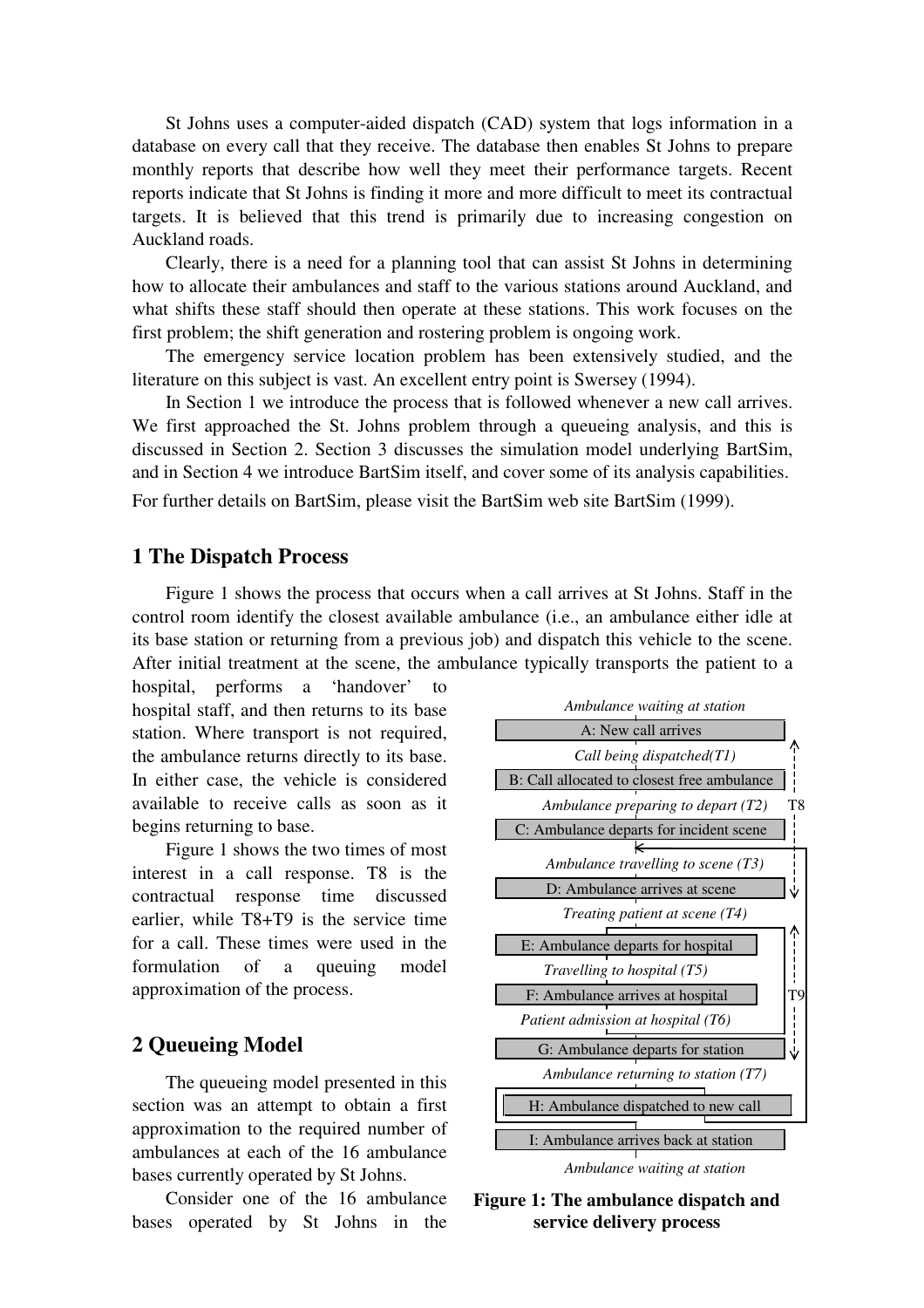St Johns uses a computer-aided dispatch (CAD) system that logs information in a database on every call that they receive. The database then enables St Johns to prepare monthly reports that describe how well they meet their performance targets. Recent reports indicate that St Johns is finding it more and more difficult to meet its contractual targets. It is believed that this trend is primarily due to increasing congestion on Auckland roads.

Clearly, there is a need for a planning tool that can assist St Johns in determining how to allocate their ambulances and staff to the various stations around Auckland, and what shifts these staff should then operate at these stations. This work focuses on the first problem; the shift generation and rostering problem is ongoing work.

The emergency service location problem has been extensively studied, and the literature on this subject is vast. An excellent entry point is Swersey (1994).

In Section 1 we introduce the process that is followed whenever a new call arrives. We first approached the St. Johns problem through a queueing analysis, and this is discussed in Section 2. Section 3 discusses the simulation model underlying BartSim, and in Section 4 we introduce BartSim itself, and cover some of its analysis capabilities. For further details on BartSim, please visit the BartSim web site BartSim (1999).

## 1 The Dispatch Process

Figure 1 shows the process that occurs when a call arrives at St Johns. Staff in the control room identify the closest available ambulance (i.e., an ambulance either idle at its base station or returning from a previous job) and dispatch this vehicle to the scene. After initial treatment at the scene, the ambulance typically transports the patient to a hospital, performs a 'handover' to hospital staff, and then returns to its base station. Where transport is not required, the ambulance returns directly to its base. In either case, the vehicle is considered available to receive calls as soon as it begins returning to base.

Figure 1 shows the two times of most interest in a call response. T8 is the contractual response time discussed earlier, while T8+T9 is the service time for a call. These times were used in the formulation of a queuing model approximation of the process.

*Ambulance waiting at station*

A: New call arrives

*Call being dispatched(T1)*

B: Call allocated to closest free ambulance

*Ambulance preparing to depart (T2)*

C: Ambulance departs for incident scene

*Ambulance travelling to scene (T3)*

D: Ambulance arrives at scene

*Treating patient at scene (T4)*

E: Ambulance departs for hospital

*Travelling to hospital (T5)*

F: Ambulance arrives at hospital

*Patient admission at hospital (T6)*

G: Ambulance departs for station

*Ambulance returning to station (T7)*

H: Ambulance dispatched to new call

I: Ambulance arrives back at station

*Ambulance waiting at station*

T8

T9

**Figure 1: The ambulance dispatch and service delivery process**

## 2 Queueing Model

The queueing model presented in this section was an attempt to obtain a first approximation to the required number of ambulances at each of the 16 ambulance bases currently operated by St Johns.

Consider one of the 16 ambulance bases operated by St Johns in the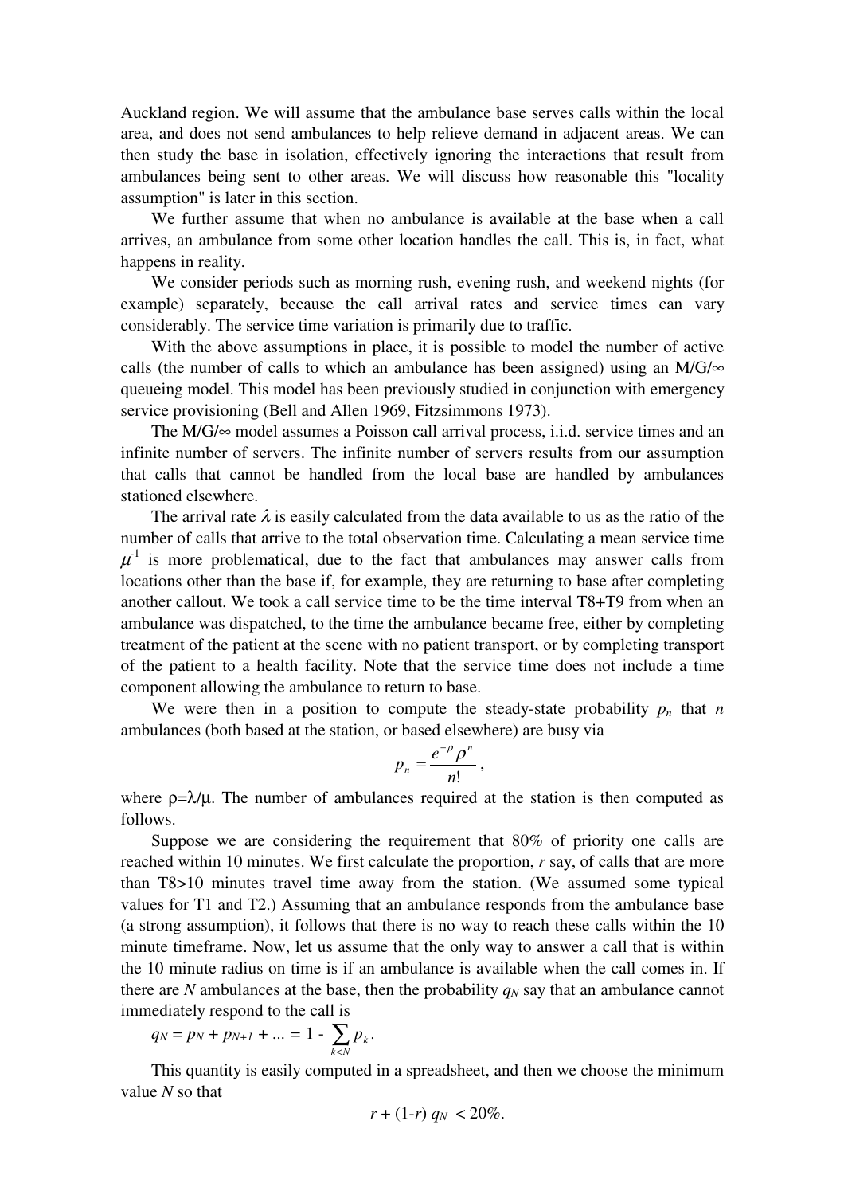Auckland region. We will assume that the ambulance base serves calls within the local area, and does not send ambulances to help relieve demand in adjacent areas. We can then study the base in isolation, effectively ignoring the interactions that result from ambulances being sent to other areas. We will discuss how reasonable this "locality assumption" is later in this section.

We further assume that when no ambulance is available at the base when a call arrives, an ambulance from some other location handles the call. This is, in fact, what happens in reality.

We consider periods such as morning rush, evening rush, and weekend nights (for example) separately, because the call arrival rates and service times can vary considerably. The service time variation is primarily due to traffic.

With the above assumptions in place, it is possible to model the number of active calls (the number of calls to which an ambulance has been assigned) using an M/G/∞ queueing model. This model has been previously studied in conjunction with emergency service provisioning (Bell and Allen 1969, Fitzsimmons 1973).

The M/G/∞ model assumes a Poisson call arrival process, i.i.d. service times and an infinite number of servers. The infinite number of servers results from our assumption that calls that cannot be handled from the local base are handled by ambulances stationed elsewhere.

The arrival rate $\lambda$ is easily calculated from the data available to us as the ratio of the number of calls that arrive to the total observation time. Calculating a mean service time $\mu^{-1}$ is more problematical, due to the fact that ambulances may answer calls from locations other than the base if, for example, they are returning to base after completing another callout. We took a call service time to be the time interval T8+T9 from when an ambulance was dispatched, to the time the ambulance became free, either by completing treatment of the patient at the scene with no patient transport, or by completing transport of the patient to a health facility. Note that the service time does not include a time component allowing the ambulance to return to base.

We were then in a position to compute the steady-state probability $p_n$ that $n$ ambulances (both based at the station, or based elsewhere) are busy via

$$p_n = \frac{e^{-\rho}\rho^n}{n!},$$

where $\rho=\lambda/\mu$. The number of ambulances required at the station is then computed as follows.

Suppose we are considering the requirement that 80% of priority one calls are reached within 10 minutes. We first calculate the proportion, $r$ say, of calls that are more than T8>10 minutes travel time away from the station. (We assumed some typical values for T1 and T2.) Assuming that an ambulance responds from the ambulance base (a strong assumption), it follows that there is no way to reach these calls within the 10 minute timeframe. Now, let us assume that the only way to answer a call that is within the 10 minute radius on time is if an ambulance is available when the call comes in. If there are $N$ ambulances at the base, then the probability $q_N$ say that an ambulance cannot immediately respond to the call is

$$q_N = p_N + p_{N+1} + \ldots = 1 - \sum_{k<N} p_k.$$

This quantity is easily computed in a spreadsheet, and then we choose the minimum value $N$ so that

$$r + (1-r)\, q_N < 20\%.$$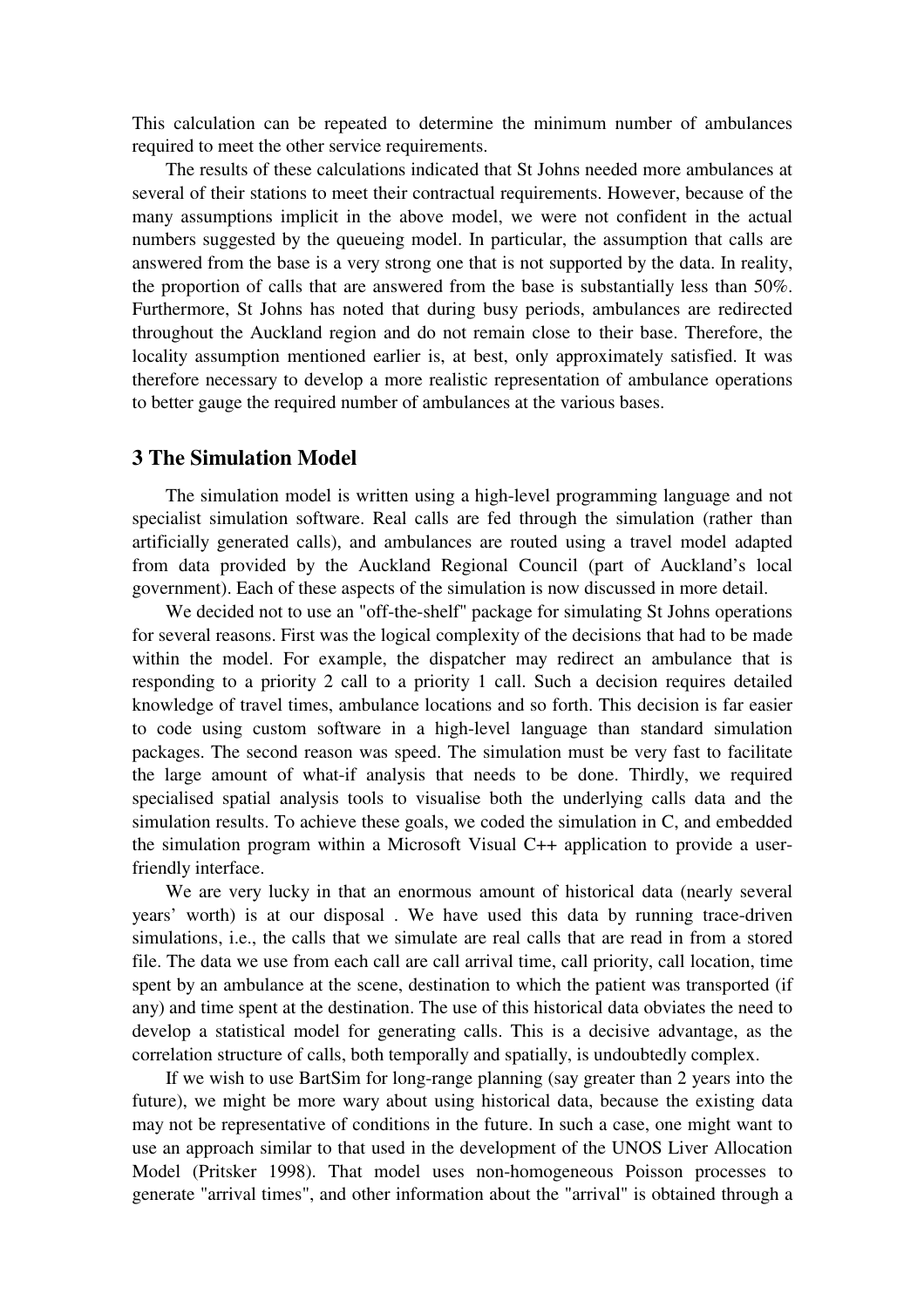This calculation can be repeated to determine the minimum number of ambulances required to meet the other service requirements.

The results of these calculations indicated that St Johns needed more ambulances at several of their stations to meet their contractual requirements. However, because of the many assumptions implicit in the above model, we were not confident in the actual numbers suggested by the queueing model. In particular, the assumption that calls are answered from the base is a very strong one that is not supported by the data. In reality, the proportion of calls that are answered from the base is substantially less than 50%. Furthermore, St Johns has noted that during busy periods, ambulances are redirected throughout the Auckland region and do not remain close to their base. Therefore, the locality assumption mentioned earlier is, at best, only approximately satisfied. It was therefore necessary to develop a more realistic representation of ambulance operations to better gauge the required number of ambulances at the various bases.

## 3 The Simulation Model

The simulation model is written using a high-level programming language and not specialist simulation software. Real calls are fed through the simulation (rather than artificially generated calls), and ambulances are routed using a travel model adapted from data provided by the Auckland Regional Council (part of Auckland's local government). Each of these aspects of the simulation is now discussed in more detail.

We decided not to use an "off-the-shelf" package for simulating St Johns operations for several reasons. First was the logical complexity of the decisions that had to be made within the model. For example, the dispatcher may redirect an ambulance that is responding to a priority 2 call to a priority 1 call. Such a decision requires detailed knowledge of travel times, ambulance locations and so forth. This decision is far easier to code using custom software in a high-level language than standard simulation packages. The second reason was speed. The simulation must be very fast to facilitate the large amount of what-if analysis that needs to be done. Thirdly, we required specialised spatial analysis tools to visualise both the underlying calls data and the simulation results. To achieve these goals, we coded the simulation in C, and embedded the simulation program within a Microsoft Visual C++ application to provide a user-friendly interface.

We are very lucky in that an enormous amount of historical data (nearly several years' worth) is at our disposal . We have used this data by running trace-driven simulations, i.e., the calls that we simulate are real calls that are read in from a stored file. The data we use from each call are call arrival time, call priority, call location, time spent by an ambulance at the scene, destination to which the patient was transported (if any) and time spent at the destination. The use of this historical data obviates the need to develop a statistical model for generating calls. This is a decisive advantage, as the correlation structure of calls, both temporally and spatially, is undoubtedly complex.

If we wish to use BartSim for long-range planning (say greater than 2 years into the future), we might be more wary about using historical data, because the existing data may not be representative of conditions in the future. In such a case, one might want to use an approach similar to that used in the development of the UNOS Liver Allocation Model (Pritsker 1998). That model uses non-homogeneous Poisson processes to generate "arrival times", and other information about the "arrival" is obtained through a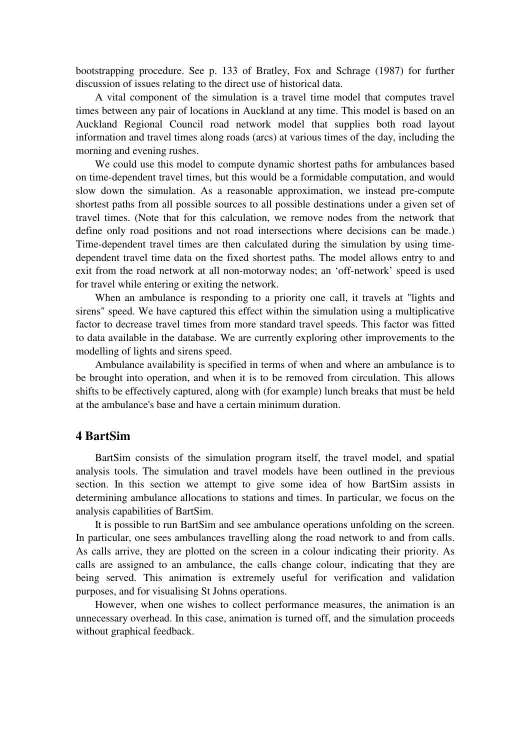bootstrapping procedure. See p. 133 of Bratley, Fox and Schrage (1987) for further discussion of issues relating to the direct use of historical data.

A vital component of the simulation is a travel time model that computes travel times between any pair of locations in Auckland at any time. This model is based on an Auckland Regional Council road network model that supplies both road layout information and travel times along roads (arcs) at various times of the day, including the morning and evening rushes.

We could use this model to compute dynamic shortest paths for ambulances based on time-dependent travel times, but this would be a formidable computation, and would slow down the simulation. As a reasonable approximation, we instead pre-compute shortest paths from all possible sources to all possible destinations under a given set of travel times. (Note that for this calculation, we remove nodes from the network that define only road positions and not road intersections where decisions can be made.) Time-dependent travel times are then calculated during the simulation by using time-dependent travel time data on the fixed shortest paths. The model allows entry to and exit from the road network at all non-motorway nodes; an 'off-network' speed is used for travel while entering or exiting the network.

When an ambulance is responding to a priority one call, it travels at "lights and sirens" speed. We have captured this effect within the simulation using a multiplicative factor to decrease travel times from more standard travel speeds. This factor was fitted to data available in the database. We are currently exploring other improvements to the modelling of lights and sirens speed.

Ambulance availability is specified in terms of when and where an ambulance is to be brought into operation, and when it is to be removed from circulation. This allows shifts to be effectively captured, along with (for example) lunch breaks that must be held at the ambulance's base and have a certain minimum duration.

## 4 BartSim

BartSim consists of the simulation program itself, the travel model, and spatial analysis tools. The simulation and travel models have been outlined in the previous section. In this section we attempt to give some idea of how BartSim assists in determining ambulance allocations to stations and times. In particular, we focus on the analysis capabilities of BartSim.

It is possible to run BartSim and see ambulance operations unfolding on the screen. In particular, one sees ambulances travelling along the road network to and from calls. As calls arrive, they are plotted on the screen in a colour indicating their priority. As calls are assigned to an ambulance, the calls change colour, indicating that they are being served. This animation is extremely useful for verification and validation purposes, and for visualising St Johns operations.

However, when one wishes to collect performance measures, the animation is an unnecessary overhead. In this case, animation is turned off, and the simulation proceeds without graphical feedback.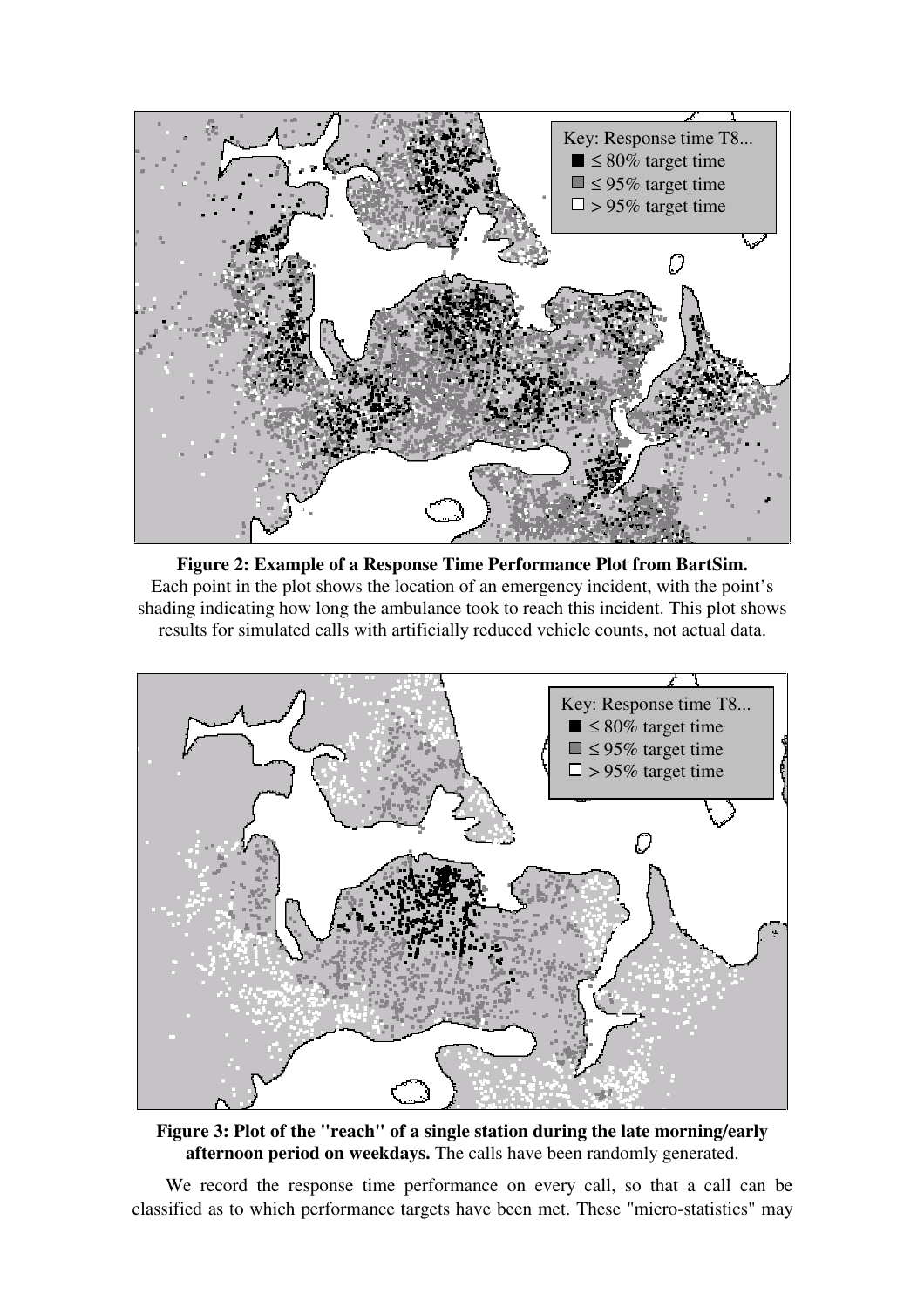**Figure 2: Example of a Response Time Performance Plot from BartSim.** Each point in the plot shows the location of an emergency incident, with the point's shading indicating how long the ambulance took to reach this incident. This plot shows results for simulated calls with artificially reduced vehicle counts, not actual data.

**Figure 3: Plot of the "reach" of a single station during the late morning/early afternoon period on weekdays.** The calls have been randomly generated.

We record the response time performance on every call, so that a call can be classified as to which performance targets have been met. These "micro-statistics" may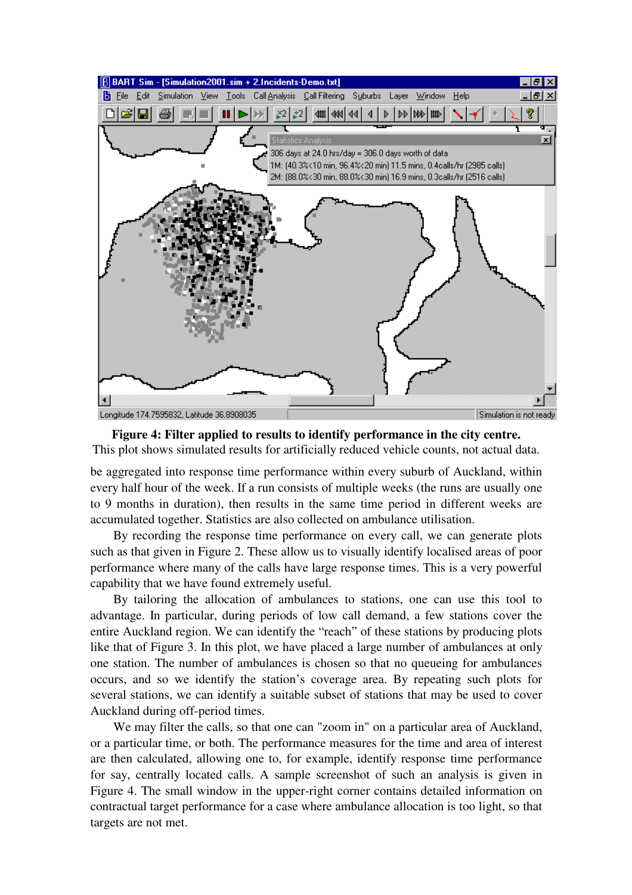**Figure 4: Filter applied to results to identify performance in the city centre.**
This plot shows simulated results for artificially reduced vehicle counts, not actual data.

be aggregated into response time performance within every suburb of Auckland, within every half hour of the week. If a run consists of multiple weeks (the runs are usually one to 9 months in duration), then results in the same time period in different weeks are accumulated together. Statistics are also collected on ambulance utilisation.

By recording the response time performance on every call, we can generate plots such as that given in Figure 2. These allow us to visually identify localised areas of poor performance where many of the calls have large response times. This is a very powerful capability that we have found extremely useful.

By tailoring the allocation of ambulances to stations, one can use this tool to advantage. In particular, during periods of low call demand, a few stations cover the entire Auckland region. We can identify the "reach" of these stations by producing plots like that of Figure 3. In this plot, we have placed a large number of ambulances at only one station. The number of ambulances is chosen so that no queueing for ambulances occurs, and so we identify the station's coverage area. By repeating such plots for several stations, we can identify a suitable subset of stations that may be used to cover Auckland during off-period times.

We may filter the calls, so that one can "zoom in" on a particular area of Auckland, or a particular time, or both. The performance measures for the time and area of interest are then calculated, allowing one to, for example, identify response time performance for say, centrally located calls. A sample screenshot of such an analysis is given in Figure 4. The small window in the upper-right corner contains detailed information on contractual target performance for a case where ambulance allocation is too light, so that targets are not met.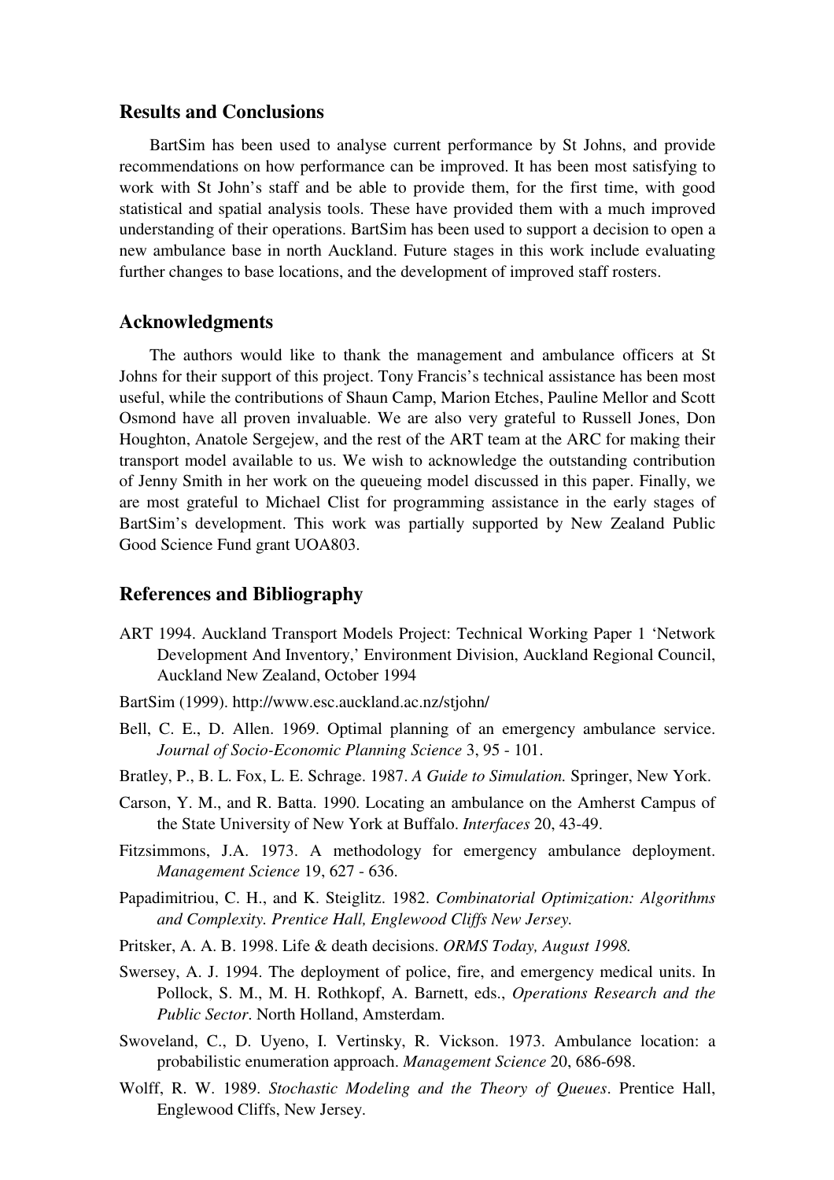## Results and Conclusions

BartSim has been used to analyse current performance by St Johns, and provide recommendations on how performance can be improved. It has been most satisfying to work with St John's staff and be able to provide them, for the first time, with good statistical and spatial analysis tools. These have provided them with a much improved understanding of their operations. BartSim has been used to support a decision to open a new ambulance base in north Auckland. Future stages in this work include evaluating further changes to base locations, and the development of improved staff rosters.

## Acknowledgments

The authors would like to thank the management and ambulance officers at St Johns for their support of this project. Tony Francis's technical assistance has been most useful, while the contributions of Shaun Camp, Marion Etches, Pauline Mellor and Scott Osmond have all proven invaluable. We are also very grateful to Russell Jones, Don Houghton, Anatole Sergejew, and the rest of the ART team at the ARC for making their transport model available to us. We wish to acknowledge the outstanding contribution of Jenny Smith in her work on the queueing model discussed in this paper. Finally, we are most grateful to Michael Clist for programming assistance in the early stages of BartSim's development. This work was partially supported by New Zealand Public Good Science Fund grant UOA803.

## References and Bibliography

ART 1994. Auckland Transport Models Project: Technical Working Paper 1 'Network Development And Inventory,' Environment Division, Auckland Regional Council, Auckland New Zealand, October 1994

BartSim (1999). http://www.esc.auckland.ac.nz/stjohn/

Bell, C. E., D. Allen. 1969. Optimal planning of an emergency ambulance service. *Journal of Socio-Economic Planning Science* 3, 95 - 101.

Bratley, P., B. L. Fox, L. E. Schrage. 1987. *A Guide to Simulation.* Springer, New York.

Carson, Y. M., and R. Batta. 1990. Locating an ambulance on the Amherst Campus of the State University of New York at Buffalo. *Interfaces* 20, 43-49.

Fitzsimmons, J.A. 1973. A methodology for emergency ambulance deployment. *Management Science* 19, 627 - 636.

Papadimitriou, C. H., and K. Steiglitz. 1982. *Combinatorial Optimization: Algorithms and Complexity. Prentice Hall, Englewood Cliffs New Jersey.*

Pritsker, A. A. B. 1998. Life & death decisions. *ORMS Today, August 1998.*

Swersey, A. J. 1994. The deployment of police, fire, and emergency medical units. In Pollock, S. M., M. H. Rothkopf, A. Barnett, eds., *Operations Research and the Public Sector*. North Holland, Amsterdam.

Swoveland, C., D. Uyeno, I. Vertinsky, R. Vickson. 1973. Ambulance location: a probabilistic enumeration approach. *Management Science* 20, 686-698.

Wolff, R. W. 1989. *Stochastic Modeling and the Theory of Queues*. Prentice Hall, Englewood Cliffs, New Jersey.